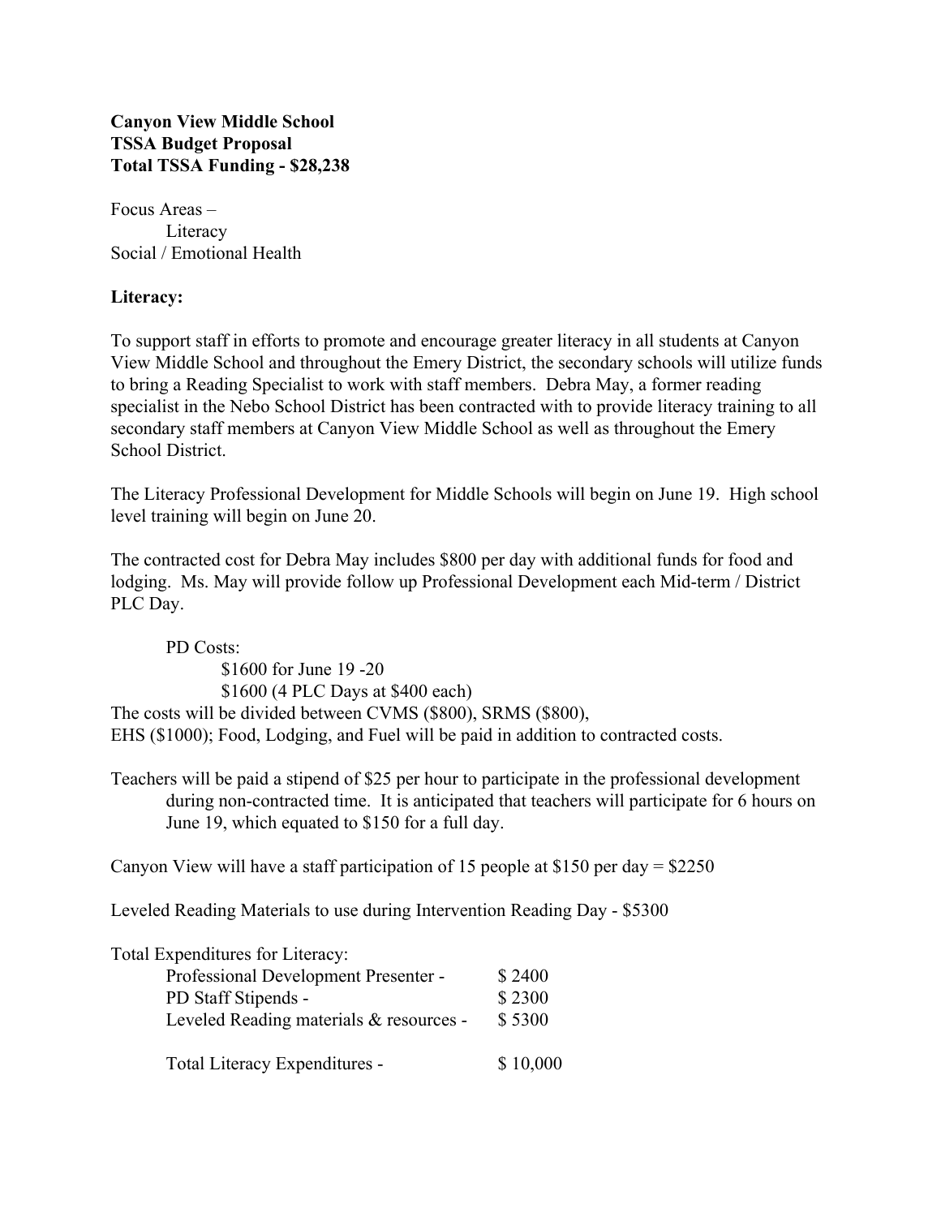**Canyon View Middle School**
**TSSA Budget Proposal**
**Total TSSA Funding - $28,238**

Focus Areas –
- Literacy
- Social / Emotional Health

**Literacy:**

To support staff in efforts to promote and encourage greater literacy in all students at Canyon View Middle School and throughout the Emery District, the secondary schools will utilize funds to bring a Reading Specialist to work with staff members. Debra May, a former reading specialist in the Nebo School District has been contracted with to provide literacy training to all secondary staff members at Canyon View Middle School as well as throughout the Emery School District.

The Literacy Professional Development for Middle Schools will begin on June 19. High school level training will begin on June 20.

The contracted cost for Debra May includes $800 per day with additional funds for food and lodging. Ms. May will provide follow up Professional Development each Mid-term / District PLC Day.

PD Costs:
- $1600 for June 19 -20
- $1600 (4 PLC Days at $400 each)

The costs will be divided between CVMS ($800), SRMS ($800), EHS ($1000); Food, Lodging, and Fuel will be paid in addition to contracted costs.

Teachers will be paid a stipend of $25 per hour to participate in the professional development during non-contracted time. It is anticipated that teachers will participate for 6 hours on June 19, which equated to $150 for a full day.

Canyon View will have a staff participation of 15 people at $150 per day = $2250

Leveled Reading Materials to use during Intervention Reading Day - $5300

Total Expenditures for Literacy:

| | |
|---|---|
| Professional Development Presenter - | $ 2400 |
| PD Staff Stipends - | $ 2300 |
| Leveled Reading materials & resources - | $ 5300 |
| Total Literacy Expenditures - | $ 10,000 |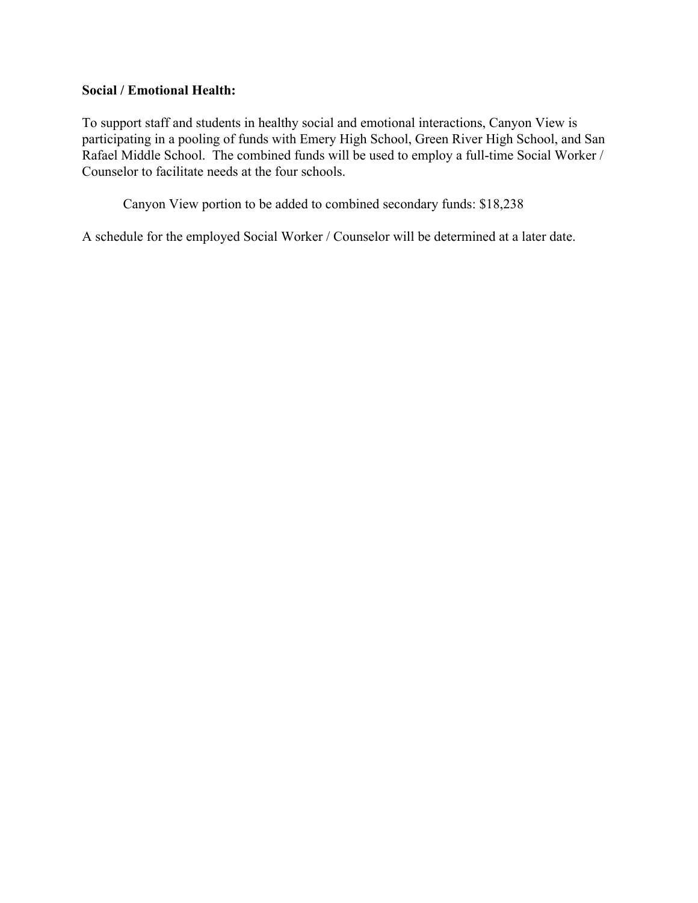**Social / Emotional Health:**

To support staff and students in healthy social and emotional interactions, Canyon View is participating in a pooling of funds with Emery High School, Green River High School, and San Rafael Middle School. The combined funds will be used to employ a full-time Social Worker / Counselor to facilitate needs at the four schools.

Canyon View portion to be added to combined secondary funds: $18,238

A schedule for the employed Social Worker / Counselor will be determined at a later date.